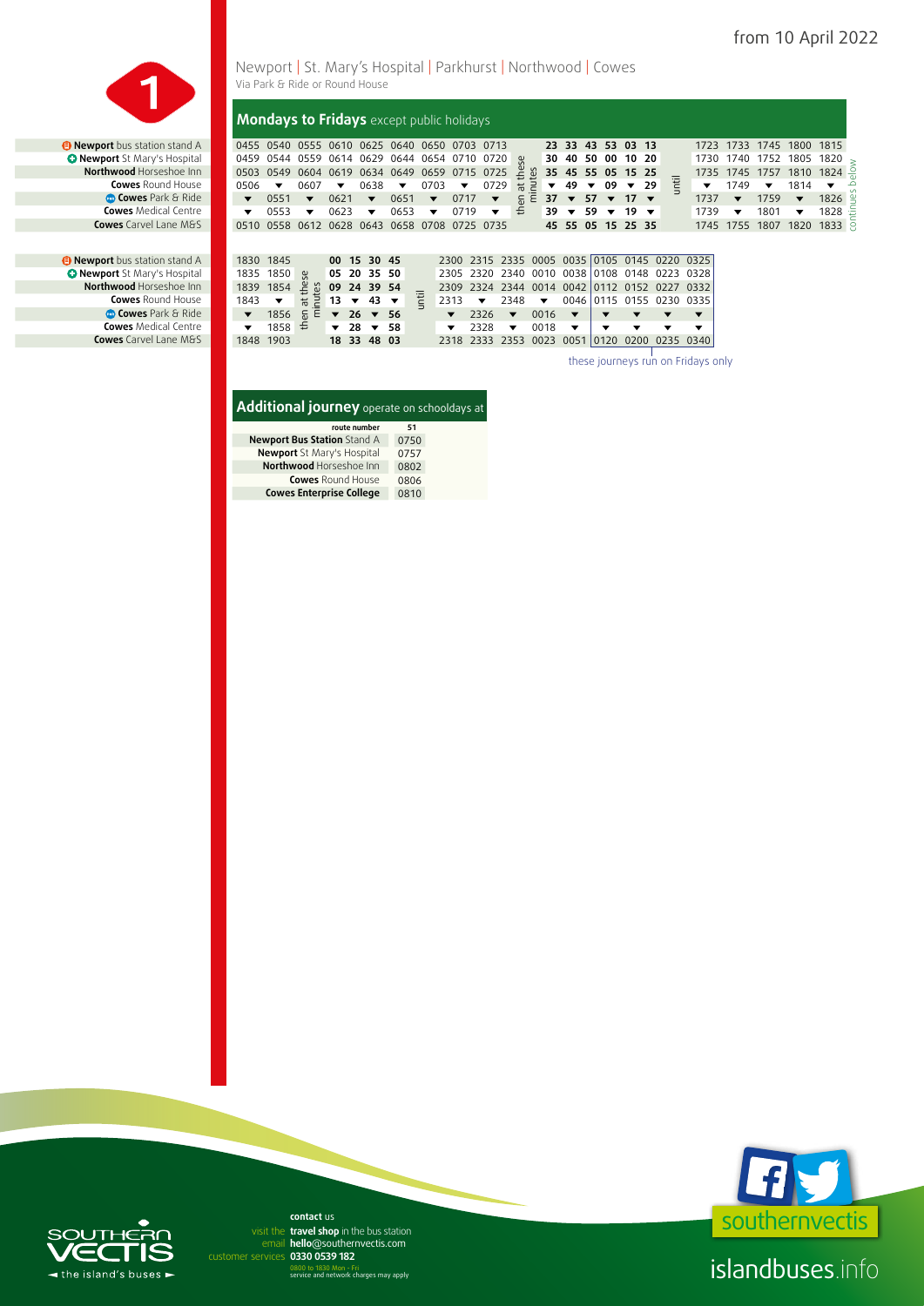from 10 April 2022

# 1

## Newport | St. Mary's Hospital | Parkhurst | Northwood | Cowes

Via Park & Ride or Round House

### Mondays to Fridays except public holidays

| Stop | | | | | | | | | | | | | | | | | | | | | | | | | |
|---|---|---|---|---|---|---|---|---|---|---|---|---|---|---|---|---|---|---|---|---|---|---|---|---|---|
| **Newport** bus station stand A | 0455 | 0540 | 0555 | 0610 | 0625 | 0640 | 0650 | 0703 | 0713 | then at these minutes | 23 | 33 | 43 | 53 | 03 | 13 | until | 1723 | 1733 | 1745 | 1800 | 1815 |
| **Newport** St Mary's Hospital | 0459 | 0544 | 0559 | 0614 | 0629 | 0644 | 0654 | 0710 | 0720 | | 30 | 40 | 50 | 00 | 10 | 20 | | 1730 | 1740 | 1752 | 1805 | 1820 |
| **Northwood** Horseshoe Inn | 0503 | 0549 | 0604 | 0619 | 0634 | 0649 | 0659 | 0715 | 0725 | | 35 | 45 | 55 | 05 | 15 | 25 | | 1735 | 1745 | 1757 | 1810 | 1824 |
| **Cowes** Round House | 0506 | ▼ | 0607 | ▼ | 0638 | ▼ | 0703 | ▼ | 0729 | | ▼ | 49 | ▼ | 09 | ▼ | 29 | | ▼ | 1749 | ▼ | 1814 | ▼ |
| **Cowes** Park & Ride | ▼ | 0551 | ▼ | 0621 | ▼ | 0651 | ▼ | 0717 | ▼ | | 37 | ▼ | 57 | ▼ | 17 | ▼ | | 1737 | ▼ | 1759 | ▼ | 1826 |
| **Cowes** Medical Centre | ▼ | 0553 | ▼ | 0623 | ▼ | 0653 | ▼ | 0719 | ▼ | | 39 | ▼ | 59 | ▼ | 19 | ▼ | | 1739 | ▼ | 1801 | ▼ | 1828 |
| **Cowes** Carvel Lane M&S | 0510 | 0558 | 0612 | 0628 | 0643 | 0658 | 0708 | 0725 | 0735 | | 45 | 55 | 05 | 15 | 25 | 35 | | 1745 | 1755 | 1807 | 1820 | 1833 |

continues below

| Stop | | | | | | | | | | | | | | | | | | | |
|---|---|---|---|---|---|---|---|---|---|---|---|---|---|---|---|---|---|---|---|
| **Newport** bus station stand A | 1830 | 1845 | then at these minutes | 00 | 15 | 30 | 45 | until | 2300 | 2315 | 2335 | 0005 | 0035 | 0105 | 0145 | 0220 | 0325 |
| **Newport** St Mary's Hospital | 1835 | 1850 | | 05 | 20 | 35 | 50 | | 2305 | 2320 | 2340 | 0010 | 0038 | 0108 | 0148 | 0223 | 0328 |
| **Northwood** Horseshoe Inn | 1839 | 1854 | | 09 | 24 | 39 | 54 | | 2309 | 2324 | 2344 | 0014 | 0042 | 0112 | 0152 | 0227 | 0332 |
| **Cowes** Round House | 1843 | ▼ | | 13 | ▼ | 43 | ▼ | | 2313 | ▼ | 2348 | ▼ | 0046 | 0115 | 0155 | 0230 | 0335 |
| **Cowes** Park & Ride | ▼ | 1856 | | ▼ | 26 | ▼ | 56 | | ▼ | 2326 | ▼ | 0016 | ▼ | ▼ | ▼ | ▼ | ▼ |
| **Cowes** Medical Centre | ▼ | 1858 | | ▼ | 28 | ▼ | 58 | | ▼ | 2328 | ▼ | 0018 | ▼ | ▼ | ▼ | ▼ | ▼ |
| **Cowes** Carvel Lane M&S | 1848 | 1903 | | 18 | 33 | 48 | 03 | | 2318 | 2333 | 2353 | 0023 | 0051 | 0120 | 0200 | 0235 | 0340 |

0105, 0145, 0220, 0325: these journeys run on Fridays only

### Additional journey operate on schooldays at

| route number | 51 |
|---|---|
| **Newport Bus Station** Stand A | 0750 |
| **Newport** St Mary's Hospital | 0757 |
| **Northwood** Horseshoe Inn | 0802 |
| **Cowes** Round House | 0806 |
| **Cowes Enterprise College** | 0810 |

**contact** us
visit the **travel shop** in the bus station
email **hello**@southernvectis.com
customer services **0330 0539 182**
0800 to 1830 Mon - Fri
service and network charges may apply

SOUTHERN VECTIS the island's buses

southernvectis

islandbuses.info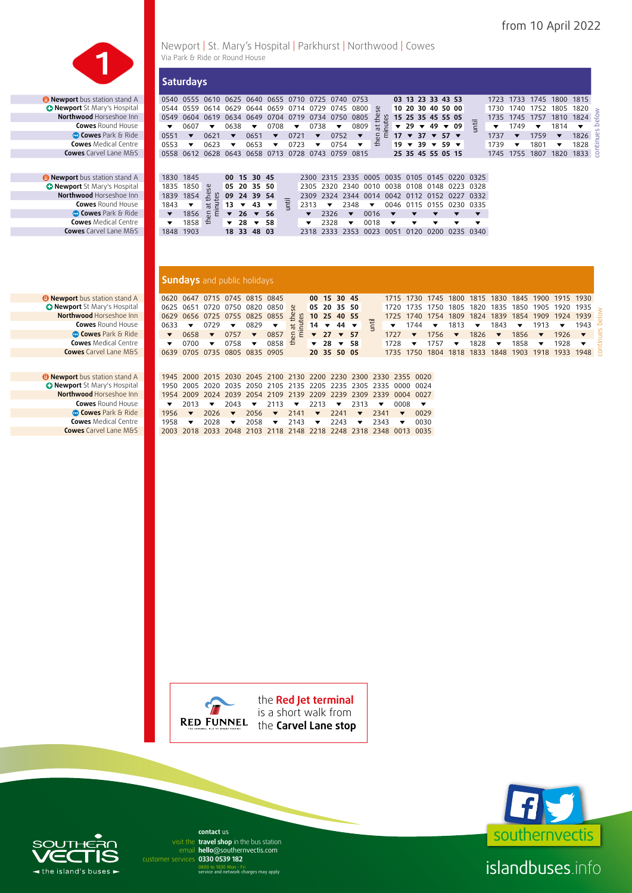from 10 April 2022

# 1

## Newport | St. Mary's Hospital | Parkhurst | Northwood | Cowes

Via Park & Ride or Round House

### Saturdays

| Stop | | | | | | | | | | | | | | | | | | | | | | | |
|---|---|---|---|---|---|---|---|---|---|---|---|---|---|---|---|---|---|---|---|---|---|---|---|
| Newport bus station stand A | 0540 | 0555 | 0610 | 0625 | 0640 | 0655 | 0710 | 0725 | 0740 | 0753 | then at these minutes | 03 | 13 | 23 | 33 | 43 | 53 | until | 1723 | 1733 | 1745 | 1800 | 1815 |
| Newport St Mary's Hospital | 0544 | 0559 | 0614 | 0629 | 0644 | 0659 | 0714 | 0729 | 0745 | 0800 | | 10 | 20 | 30 | 40 | 50 | 00 | | 1730 | 1740 | 1752 | 1805 | 1820 |
| Northwood Horseshoe Inn | 0549 | 0604 | 0619 | 0634 | 0649 | 0704 | 0719 | 0734 | 0750 | 0805 | | 15 | 25 | 35 | 45 | 55 | 05 | | 1735 | 1745 | 1757 | 1810 | 1824 |
| Cowes Round House | ▼ | 0607 | ▼ | 0638 | ▼ | 0708 | ▼ | 0738 | ▼ | 0809 | | ▼ | 29 | ▼ | 49 | ▼ | 09 | | ▼ | 1749 | ▼ | 1814 | ▼ |
| Cowes Park & Ride | 0551 | ▼ | 0621 | ▼ | 0651 | ▼ | 0721 | ▼ | 0752 | ▼ | | 17 | ▼ | 37 | ▼ | 57 | ▼ | | 1737 | ▼ | 1759 | ▼ | 1826 |
| Cowes Medical Centre | 0553 | ▼ | 0623 | ▼ | 0653 | ▼ | 0723 | ▼ | 0754 | ▼ | | 19 | ▼ | 39 | ▼ | 59 | ▼ | | 1739 | ▼ | 1801 | ▼ | 1828 |
| Cowes Carvel Lane M&S | 0558 | 0612 | 0628 | 0643 | 0658 | 0713 | 0728 | 0743 | 0759 | 0815 | | 25 | 35 | 45 | 55 | 05 | 15 | | 1745 | 1755 | 1807 | 1820 | 1833 |

continues below

| Stop | | | | | | | | | | | | | | | | | | |
|---|---|---|---|---|---|---|---|---|---|---|---|---|---|---|---|---|---|---|
| Newport bus station stand A | 1830 | 1845 | then at these minutes | 00 | 15 | 30 | 45 | until | 2300 | 2315 | 2335 | 0005 | 0035 | 0105 | 0145 | 0220 | 0325 |
| Newport St Mary's Hospital | 1835 | 1850 | | 05 | 20 | 35 | 50 | | 2305 | 2320 | 2340 | 0010 | 0038 | 0108 | 0148 | 0223 | 0328 |
| Northwood Horseshoe Inn | 1839 | 1854 | | 09 | 24 | 39 | 54 | | 2309 | 2324 | 2344 | 0014 | 0042 | 0112 | 0152 | 0227 | 0332 |
| Cowes Round House | 1843 | ▼ | | 13 | ▼ | 43 | ▼ | | 2313 | ▼ | 2348 | ▼ | 0046 | 0115 | 0155 | 0230 | 0335 |
| Cowes Park & Ride | ▼ | 1856 | | ▼ | 26 | ▼ | 56 | | ▼ | 2326 | ▼ | 0016 | ▼ | ▼ | ▼ | ▼ | ▼ |
| Cowes Medical Centre | ▼ | 1858 | | ▼ | 28 | ▼ | 58 | | ▼ | 2328 | ▼ | 0018 | ▼ | ▼ | ▼ | ▼ | ▼ |
| Cowes Carvel Lane M&S | 1848 | 1903 | | 18 | 33 | 48 | 03 | | 2318 | 2333 | 2353 | 0023 | 0051 | 0120 | 0200 | 0235 | 0340 |

### Sundays and public holidays

| Stop | | | | | | | | | | | | | | | | | | | | | | | |
|---|---|---|---|---|---|---|---|---|---|---|---|---|---|---|---|---|---|---|---|---|---|---|---|
| Newport bus station stand A | 0620 | 0647 | 0715 | 0745 | 0815 | 0845 | then at these minutes | 00 | 15 | 30 | 45 | until | 1715 | 1730 | 1745 | 1800 | 1815 | 1830 | 1845 | 1900 | 1915 | 1930 |
| Newport St Mary's Hospital | 0625 | 0651 | 0720 | 0750 | 0820 | 0850 | | 05 | 20 | 35 | 50 | | 1720 | 1735 | 1750 | 1805 | 1820 | 1835 | 1850 | 1905 | 1920 | 1935 |
| Northwood Horseshoe Inn | 0629 | 0656 | 0725 | 0755 | 0825 | 0855 | | 10 | 25 | 40 | 55 | | 1725 | 1740 | 1754 | 1809 | 1824 | 1839 | 1854 | 1909 | 1924 | 1939 |
| Cowes Round House | 0633 | ▼ | 0729 | ▼ | 0829 | ▼ | | 14 | ▼ | 44 | ▼ | | ▼ | 1744 | ▼ | 1813 | ▼ | 1843 | ▼ | 1913 | ▼ | 1943 |
| Cowes Park & Ride | ▼ | 0658 | ▼ | 0757 | ▼ | 0857 | | ▼ | 27 | ▼ | 57 | | 1727 | ▼ | 1756 | ▼ | 1826 | ▼ | 1856 | ▼ | 1926 | ▼ |
| Cowes Medical Centre | ▼ | 0700 | ▼ | 0758 | ▼ | 0858 | | ▼ | 28 | ▼ | 58 | | 1728 | ▼ | 1757 | ▼ | 1828 | ▼ | 1858 | ▼ | 1928 | ▼ |
| Cowes Carvel Lane M&S | 0639 | 0705 | 0735 | 0805 | 0835 | 0905 | | 20 | 35 | 50 | 05 | | 1735 | 1750 | 1804 | 1818 | 1833 | 1848 | 1903 | 1918 | 1933 | 1948 |

continues below

| Stop | | | | | | | | | | | | | |
|---|---|---|---|---|---|---|---|---|---|---|---|---|---|
| Newport bus station stand A | 1945 | 2000 | 2015 | 2030 | 2045 | 2100 | 2130 | 2200 | 2230 | 2300 | 2330 | 2355 | 0020 |
| Newport St Mary's Hospital | 1950 | 2005 | 2020 | 2035 | 2050 | 2105 | 2135 | 2205 | 2235 | 2305 | 2335 | 0000 | 0024 |
| Northwood Horseshoe Inn | 1954 | 2009 | 2024 | 2039 | 2054 | 2109 | 2139 | 2209 | 2239 | 2309 | 2339 | 0004 | 0027 |
| Cowes Round House | ▼ | 2013 | ▼ | 2043 | ▼ | 2113 | ▼ | 2213 | ▼ | 2313 | ▼ | 0008 | ▼ |
| Cowes Park & Ride | 1956 | ▼ | 2026 | ▼ | 2056 | ▼ | 2141 | ▼ | 2241 | ▼ | 2341 | ▼ | 0029 |
| Cowes Medical Centre | 1958 | ▼ | 2028 | ▼ | 2058 | ▼ | 2143 | ▼ | 2243 | ▼ | 2343 | ▼ | 0030 |
| Cowes Carvel Lane M&S | 2003 | 2018 | 2033 | 2048 | 2103 | 2118 | 2148 | 2218 | 2248 | 2318 | 2348 | 0013 | 0035 |

RED FUNNEL — the **Red Jet terminal** is a short walk from the **Carvel Lane stop**

**contact** us
visit the **travel shop** in the bus station
email **hello**@southernvectis.com
customer services **0330 0539 182**
0800 to 1830 Mon - Fri
service and network charges may apply

SOUTHERN VECTIS — the island's buses

southernvectis

islandbuses.info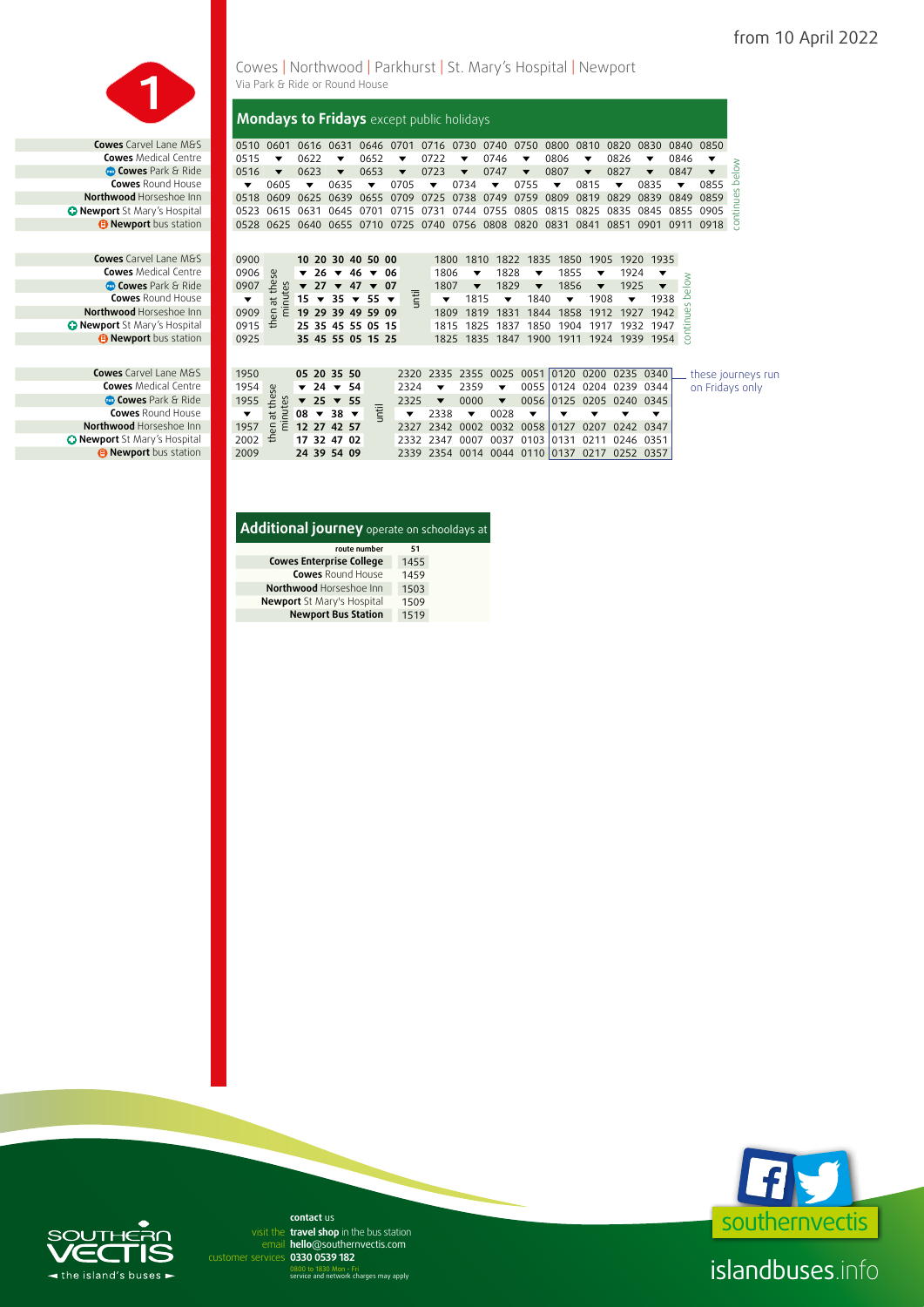from 10 April 2022

# 1

Cowes | Northwood | Parkhurst | St. Mary's Hospital | Newport

Via Park & Ride or Round House

## Mondays to Fridays except public holidays

| Stop | | | | | | | | | | | | | | | | |
|---|---|---|---|---|---|---|---|---|---|---|---|---|---|---|---|---|
| **Cowes** Carvel Lane M&S | 0510 | 0601 | 0616 | 0631 | 0646 | 0701 | 0716 | 0730 | 0740 | 0750 | 0800 | 0810 | 0820 | 0830 | 0840 | 0850 |
| **Cowes** Medical Centre | 0515 | ▼ | 0622 | ▼ | 0652 | ▼ | 0722 | ▼ | 0746 | ▼ | 0806 | ▼ | 0826 | ▼ | 0846 | ▼ |
| **Cowes** Park & Ride | 0516 | ▼ | 0623 | ▼ | 0653 | ▼ | 0723 | ▼ | 0747 | ▼ | 0807 | ▼ | 0827 | ▼ | 0847 | ▼ |
| **Cowes** Round House | ▼ | 0605 | ▼ | 0635 | ▼ | 0705 | ▼ | 0734 | ▼ | 0755 | ▼ | 0815 | ▼ | 0835 | ▼ | 0855 |
| **Northwood** Horseshoe Inn | 0518 | 0609 | 0625 | 0639 | 0655 | 0709 | 0725 | 0738 | 0749 | 0759 | 0809 | 0819 | 0829 | 0839 | 0849 | 0859 |
| **Newport** St Mary's Hospital | 0523 | 0615 | 0631 | 0645 | 0701 | 0715 | 0731 | 0744 | 0755 | 0805 | 0815 | 0825 | 0835 | 0845 | 0855 | 0905 |
| **Newport** bus station | 0528 | 0625 | 0640 | 0655 | 0710 | 0725 | 0740 | 0756 | 0808 | 0820 | 0831 | 0841 | 0851 | 0901 | 0911 | 0918 |

continues below

| Stop | | | | | | | | | | | | | | | | | | |
|---|---|---|---|---|---|---|---|---|---|---|---|---|---|---|---|---|---|---|
| **Cowes** Carvel Lane M&S | 0900 | then at these minutes | 10 | 20 | 30 | 40 | 50 | 00 | until | 1800 | 1810 | 1822 | 1835 | 1850 | 1905 | 1920 | 1935 |
| **Cowes** Medical Centre | 0906 | | ▼ | 26 | ▼ | 46 | ▼ | 06 | | 1806 | ▼ | 1828 | ▼ | 1855 | ▼ | 1924 | ▼ |
| **Cowes** Park & Ride | 0907 | | ▼ | 27 | ▼ | 47 | ▼ | 07 | | 1807 | ▼ | 1829 | ▼ | 1856 | ▼ | 1925 | ▼ |
| **Cowes** Round House | ▼ | | 15 | ▼ | 35 | ▼ | 55 | ▼ | | ▼ | 1815 | ▼ | 1840 | ▼ | 1908 | ▼ | 1938 |
| **Northwood** Horseshoe Inn | 0909 | | 19 | 29 | 39 | 49 | 59 | 09 | | 1809 | 1819 | 1831 | 1844 | 1858 | 1912 | 1927 | 1942 |
| **Newport** St Mary's Hospital | 0915 | | 25 | 35 | 45 | 55 | 05 | 15 | | 1815 | 1825 | 1837 | 1850 | 1904 | 1917 | 1932 | 1947 |
| **Newport** bus station | 0925 | | 35 | 45 | 55 | 05 | 15 | 25 | | 1825 | 1835 | 1847 | 1900 | 1911 | 1924 | 1939 | 1954 |

continues below

| Stop | | | | | | | | | | | | | | | | | |
|---|---|---|---|---|---|---|---|---|---|---|---|---|---|---|---|---|---|
| **Cowes** Carvel Lane M&S | 1950 | then at these minutes | 05 | 20 | 35 | 50 | until | 2320 | 2335 | 2355 | 0025 | 0051 | 0120 | 0200 | 0235 | 0340 |
| **Cowes** Medical Centre | 1954 | | ▼ | 24 | ▼ | 54 | | 2324 | ▼ | 2359 | ▼ | 0055 | 0124 | 0204 | 0239 | 0344 |
| **Cowes** Park & Ride | 1955 | | ▼ | 25 | ▼ | 55 | | 2325 | ▼ | 0000 | ▼ | 0056 | 0125 | 0205 | 0240 | 0345 |
| **Cowes** Round House | ▼ | | 08 | ▼ | 38 | ▼ | | ▼ | 2338 | ▼ | 0028 | ▼ | ▼ | ▼ | ▼ | ▼ |
| **Northwood** Horseshoe Inn | 1957 | | 12 | 27 | 42 | 57 | | 2327 | 2342 | 0002 | 0032 | 0058 | 0127 | 0207 | 0242 | 0347 |
| **Newport** St Mary's Hospital | 2002 | | 17 | 32 | 47 | 02 | | 2332 | 2347 | 0007 | 0037 | 0103 | 0131 | 0211 | 0246 | 0351 |
| **Newport** bus station | 2009 | | 24 | 39 | 54 | 09 | | 2339 | 2354 | 0014 | 0044 | 0110 | 0137 | 0217 | 0252 | 0357 |

these journeys run on Fridays only (0120, 0200, 0235, 0340)

## Additional journey operate on schooldays at

| route number | 51 |
|---|---|
| **Cowes Enterprise College** | 1455 |
| **Cowes** Round House | 1459 |
| **Northwood** Horseshoe Inn | 1503 |
| **Newport** St Mary's Hospital | 1509 |
| **Newport Bus Station** | 1519 |

**contact** us

visit the **travel shop** in the bus station

email **hello**@southernvectis.com

customer services **0330 0539 182**

0800 to 1830 Mon - Fri
service and network charges may apply

SOUTHERN VECTIS — the island's buses

southernvectis

islandbuses.info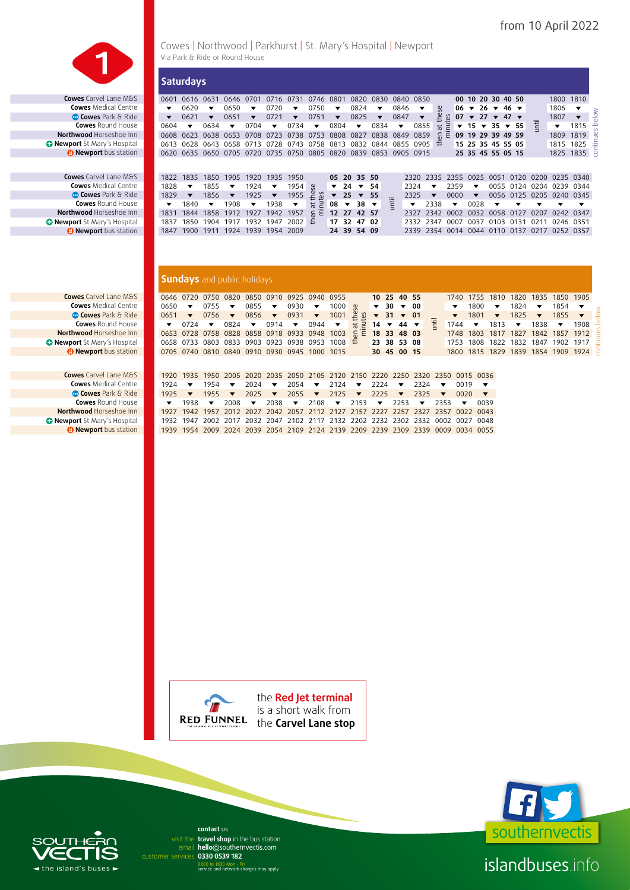from 10 April 2022

# 1

## Cowes | Northwood | Parkhurst | St. Mary's Hospital | Newport

Via Park & Ride or Round House

### Saturdays

| | | | | | | | | | | | | | | | | | |
|---|---|---|---|---|---|---|---|---|---|---|---|---|---|---|---|---|---|
| **Cowes** Carvel Lane M&S | 0601 | 0616 | 0631 | 0646 | 0701 | 0716 | 0731 | 0746 | 0801 | 0820 | 0830 | 0840 | 0850 | then at these minutes | 00 10 20 30 40 50 | until | 1800 | 1810 |
| **Cowes** Medical Centre | ▼ | 0620 | ▼ | 0650 | ▼ | 0720 | ▼ | 0750 | ▼ | 0824 | ▼ | 0846 | ▼ | | 06 ▼ 26 ▼ 46 ▼ | | 1806 | ▼ |
| **Cowes** Park & Ride | ▼ | 0621 | ▼ | 0651 | ▼ | 0721 | ▼ | 0751 | ▼ | 0825 | ▼ | 0847 | ▼ | | 07 ▼ 27 ▼ 47 ▼ | | 1807 | ▼ |
| **Cowes** Round House | 0604 | ▼ | 0634 | ▼ | 0704 | ▼ | 0734 | ▼ | 0804 | ▼ | 0834 | ▼ | 0855 | | ▼ 15 ▼ 35 ▼ 55 | | ▼ | 1815 |
| **Northwood** Horseshoe Inn | 0608 | 0623 | 0638 | 0653 | 0708 | 0723 | 0738 | 0753 | 0808 | 0827 | 0838 | 0849 | 0859 | | 09 19 29 39 49 59 | | 1809 | 1819 |
| **Newport** St Mary's Hospital | 0613 | 0628 | 0643 | 0658 | 0713 | 0728 | 0743 | 0758 | 0813 | 0832 | 0844 | 0855 | 0905 | | 15 25 35 45 55 05 | | 1815 | 1825 |
| **Newport** bus station | 0620 | 0635 | 0650 | 0705 | 0720 | 0735 | 0750 | 0805 | 0820 | 0839 | 0853 | 0905 | 0915 | | 25 35 45 55 05 15 | | 1825 | 1835 |

continues below

| | | | | | | | | | | | | | | | | | | | | | |
|---|---|---|---|---|---|---|---|---|---|---|---|---|---|---|---|---|---|---|---|---|---|
| **Cowes** Carvel Lane M&S | 1822 | 1835 | 1850 | 1905 | 1920 | 1935 | 1950 | then at these minutes | 05 20 35 50 | until | 2320 | 2335 | 2355 | 0025 | 0051 | 0120 | 0200 | 0235 | 0340 |
| **Cowes** Medical Centre | 1828 | ▼ | 1855 | ▼ | 1924 | ▼ | 1954 | | ▼ 24 ▼ 54 | | 2324 | ▼ | 2359 | ▼ | 0055 | 0124 | 0204 | 0239 | 0344 |
| **Cowes** Park & Ride | 1829 | ▼ | 1856 | ▼ | 1925 | ▼ | 1955 | | ▼ 25 ▼ 55 | | 2325 | ▼ | 0000 | ▼ | 0056 | 0125 | 0205 | 0240 | 0345 |
| **Cowes** Round House | ▼ | 1840 | ▼ | 1908 | ▼ | 1938 | ▼ | | 08 ▼ 38 ▼ | | ▼ | 2338 | ▼ | 0028 | ▼ | ▼ | ▼ | ▼ | ▼ |
| **Northwood** Horseshoe Inn | 1831 | 1844 | 1858 | 1912 | 1927 | 1942 | 1957 | | 12 27 42 57 | | 2327 | 2342 | 0002 | 0032 | 0058 | 0127 | 0207 | 0242 | 0347 |
| **Newport** St Mary's Hospital | 1837 | 1850 | 1904 | 1917 | 1932 | 1947 | 2002 | | 17 32 47 02 | | 2332 | 2347 | 0007 | 0037 | 0103 | 0131 | 0211 | 0246 | 0351 |
| **Newport** bus station | 1847 | 1900 | 1911 | 1924 | 1939 | 1954 | 2009 | | 24 39 54 09 | | 2339 | 2354 | 0014 | 0044 | 0110 | 0137 | 0217 | 0252 | 0357 |

### Sundays and public holidays

| | | | | | | | | | | | | | | | | | | | |
|---|---|---|---|---|---|---|---|---|---|---|---|---|---|---|---|---|---|---|---|
| **Cowes** Carvel Lane M&S | 0646 | 0720 | 0750 | 0820 | 0850 | 0910 | 0925 | 0940 | 0955 | then at these minutes | 10 25 40 55 | until | 1740 | 1755 | 1810 | 1820 | 1835 | 1850 | 1905 |
| **Cowes** Medical Centre | 0650 | ▼ | 0755 | ▼ | 0855 | ▼ | 0930 | ▼ | 1000 | | ▼ 30 ▼ 00 | | ▼ | 1800 | ▼ | 1824 | ▼ | 1854 | ▼ |
| **Cowes** Park & Ride | 0651 | ▼ | 0756 | ▼ | 0856 | ▼ | 0931 | ▼ | 1001 | | ▼ 31 ▼ 01 | | ▼ | 1801 | ▼ | 1825 | ▼ | 1855 | ▼ |
| **Cowes** Round House | ▼ | 0724 | ▼ | 0824 | ▼ | 0914 | ▼ | 0944 | ▼ | | 14 ▼ 44 ▼ | | 1744 | ▼ | 1813 | ▼ | 1838 | ▼ | 1908 |
| **Northwood** Horseshoe Inn | 0653 | 0728 | 0758 | 0828 | 0858 | 0918 | 0933 | 0948 | 1003 | | 18 33 48 03 | | 1748 | 1803 | 1817 | 1827 | 1842 | 1857 | 1912 |
| **Newport** St Mary's Hospital | 0658 | 0733 | 0803 | 0833 | 0903 | 0923 | 0938 | 0953 | 1008 | | 23 38 53 08 | | 1753 | 1808 | 1822 | 1832 | 1847 | 1902 | 1917 |
| **Newport** bus station | 0705 | 0740 | 0810 | 0840 | 0910 | 0930 | 0945 | 1000 | 1015 | | 30 45 00 15 | | 1800 | 1815 | 1829 | 1839 | 1854 | 1909 | 1924 |

continues below

| | | | | | | | | | | | | | | | | |
|---|---|---|---|---|---|---|---|---|---|---|---|---|---|---|---|---|
| **Cowes** Carvel Lane M&S | 1920 | 1935 | 1950 | 2005 | 2020 | 2035 | 2050 | 2105 | 2120 | 2150 | 2220 | 2250 | 2320 | 2350 | 0015 | 0036 |
| **Cowes** Medical Centre | 1924 | ▼ | 1954 | ▼ | 2024 | ▼ | 2054 | ▼ | 2124 | ▼ | 2224 | ▼ | 2324 | ▼ | 0019 | ▼ |
| **Cowes** Park & Ride | 1925 | ▼ | 1955 | ▼ | 2025 | ▼ | 2055 | ▼ | 2125 | ▼ | 2225 | ▼ | 2325 | ▼ | 0020 | ▼ |
| **Cowes** Round House | ▼ | 1938 | ▼ | 2008 | ▼ | 2038 | ▼ | 2108 | ▼ | 2153 | ▼ | 2253 | ▼ | 2353 | ▼ | 0039 |
| **Northwood** Horseshoe Inn | 1927 | 1942 | 1957 | 2012 | 2027 | 2042 | 2057 | 2112 | 2127 | 2157 | 2227 | 2257 | 2327 | 2357 | 0022 | 0043 |
| **Newport** St Mary's Hospital | 1932 | 1947 | 2002 | 2017 | 2032 | 2047 | 2102 | 2117 | 2132 | 2202 | 2232 | 2302 | 2332 | 0002 | 0027 | 0048 |
| **Newport** bus station | 1939 | 1954 | 2009 | 2024 | 2039 | 2054 | 2109 | 2124 | 2139 | 2209 | 2239 | 2309 | 2339 | 0009 | 0034 | 0055 |

RED FUNNEL — the **Red Jet terminal** is a short walk from the **Carvel Lane stop**

SOUTHERN VECTIS — the island's buses

**contact** us
visit the **travel shop** in the bus station
email **hello@southernvectis.com**
customer services **0330 0539 182**
0800 to 1830 Mon - Fri
service and network charges may apply

southernvectis

islandbuses.info